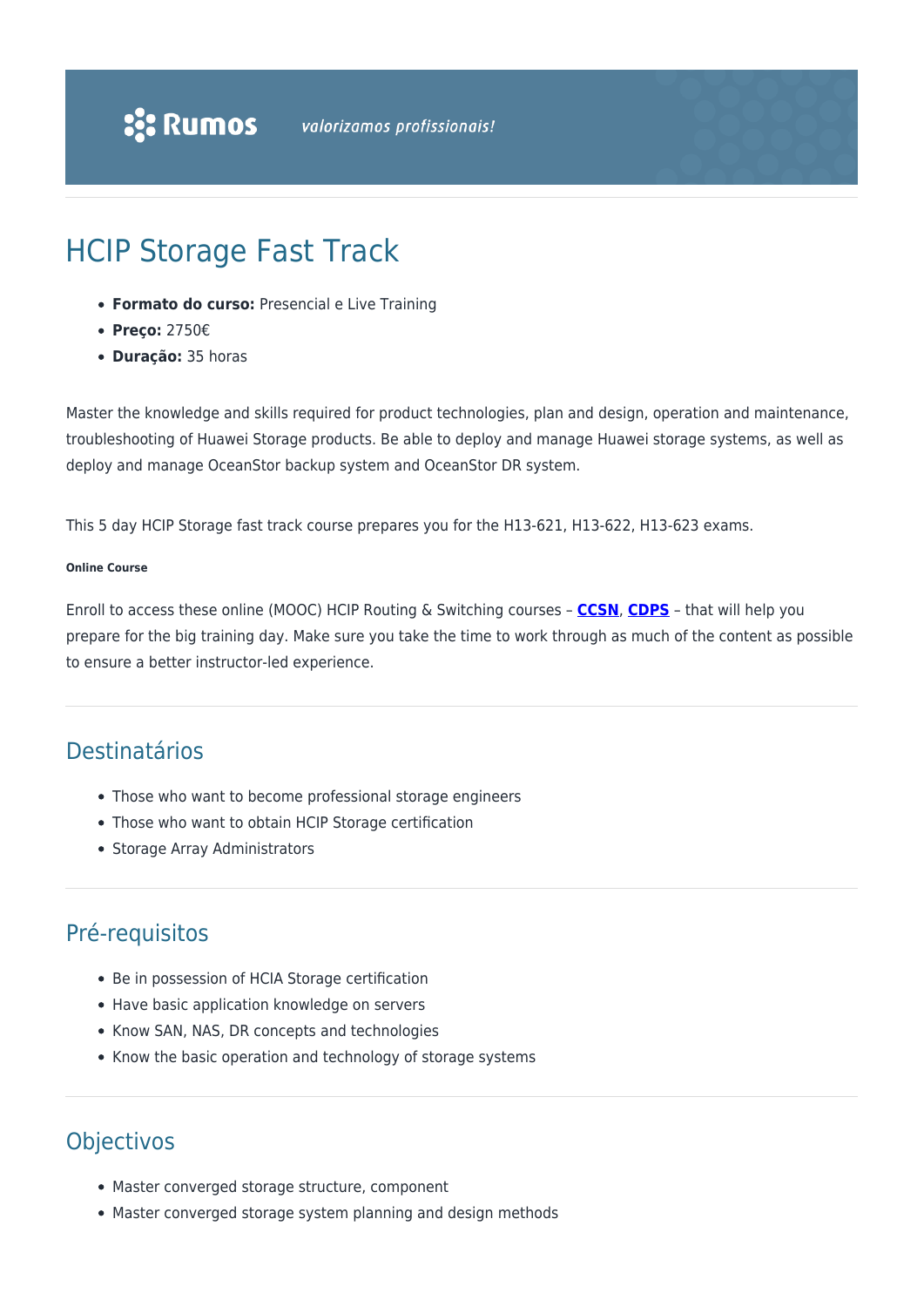# HCIP Storage Fast Track

- **Formato do curso:** Presencial e Live Training
- **Preço:** 2750€
- **Duração:** 35 horas

Master the knowledge and skills required for product technologies, plan and design, operation and maintenance, troubleshooting of Huawei Storage products. Be able to deploy and manage Huawei storage systems, as well as deploy and manage OceanStor backup system and OceanStor DR system.

This 5 day HCIP Storage fast track course prepares you for the H13-621, H13-622, H13-623 exams.

###### Online Course

Enroll to access these online (MOOC) HCIP Routing & Switching courses – **CCSN**, **CDPS** – that will help you prepare for the big training day. Make sure you take the time to work through as much of the content as possible to ensure a better instructor-led experience.

## Destinatários

- Those who want to become professional storage engineers
- Those who want to obtain HCIP Storage certification
- Storage Array Administrators

## Pré-requisitos

- Be in possession of HCIA Storage certification
- Have basic application knowledge on servers
- Know SAN, NAS, DR concepts and technologies
- Know the basic operation and technology of storage systems

## Objectivos

- Master converged storage structure, component
- Master converged storage system planning and design methods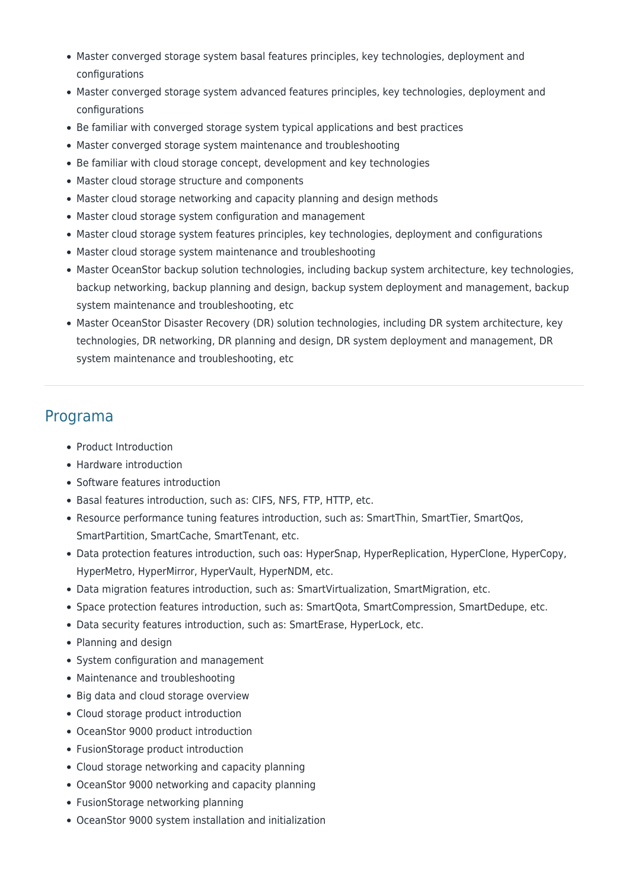- Master converged storage system basal features principles, key technologies, deployment and configurations
- Master converged storage system advanced features principles, key technologies, deployment and configurations
- Be familiar with converged storage system typical applications and best practices
- Master converged storage system maintenance and troubleshooting
- Be familiar with cloud storage concept, development and key technologies
- Master cloud storage structure and components
- Master cloud storage networking and capacity planning and design methods
- Master cloud storage system configuration and management
- Master cloud storage system features principles, key technologies, deployment and configurations
- Master cloud storage system maintenance and troubleshooting
- Master OceanStor backup solution technologies, including backup system architecture, key technologies, backup networking, backup planning and design, backup system deployment and management, backup system maintenance and troubleshooting, etc
- Master OceanStor Disaster Recovery (DR) solution technologies, including DR system architecture, key technologies, DR networking, DR planning and design, DR system deployment and management, DR system maintenance and troubleshooting, etc

---

## Programa

- Product Introduction
- Hardware introduction
- Software features introduction
- Basal features introduction, such as: CIFS, NFS, FTP, HTTP, etc.
- Resource performance tuning features introduction, such as: SmartThin, SmartTier, SmartQos, SmartPartition, SmartCache, SmartTenant, etc.
- Data protection features introduction, such oas: HyperSnap, HyperReplication, HyperClone, HyperCopy, HyperMetro, HyperMirror, HyperVault, HyperNDM, etc.
- Data migration features introduction, such as: SmartVirtualization, SmartMigration, etc.
- Space protection features introduction, such as: SmartQota, SmartCompression, SmartDedupe, etc.
- Data security features introduction, such as: SmartErase, HyperLock, etc.
- Planning and design
- System configuration and management
- Maintenance and troubleshooting
- Big data and cloud storage overview
- Cloud storage product introduction
- OceanStor 9000 product introduction
- FusionStorage product introduction
- Cloud storage networking and capacity planning
- OceanStor 9000 networking and capacity planning
- FusionStorage networking planning
- OceanStor 9000 system installation and initialization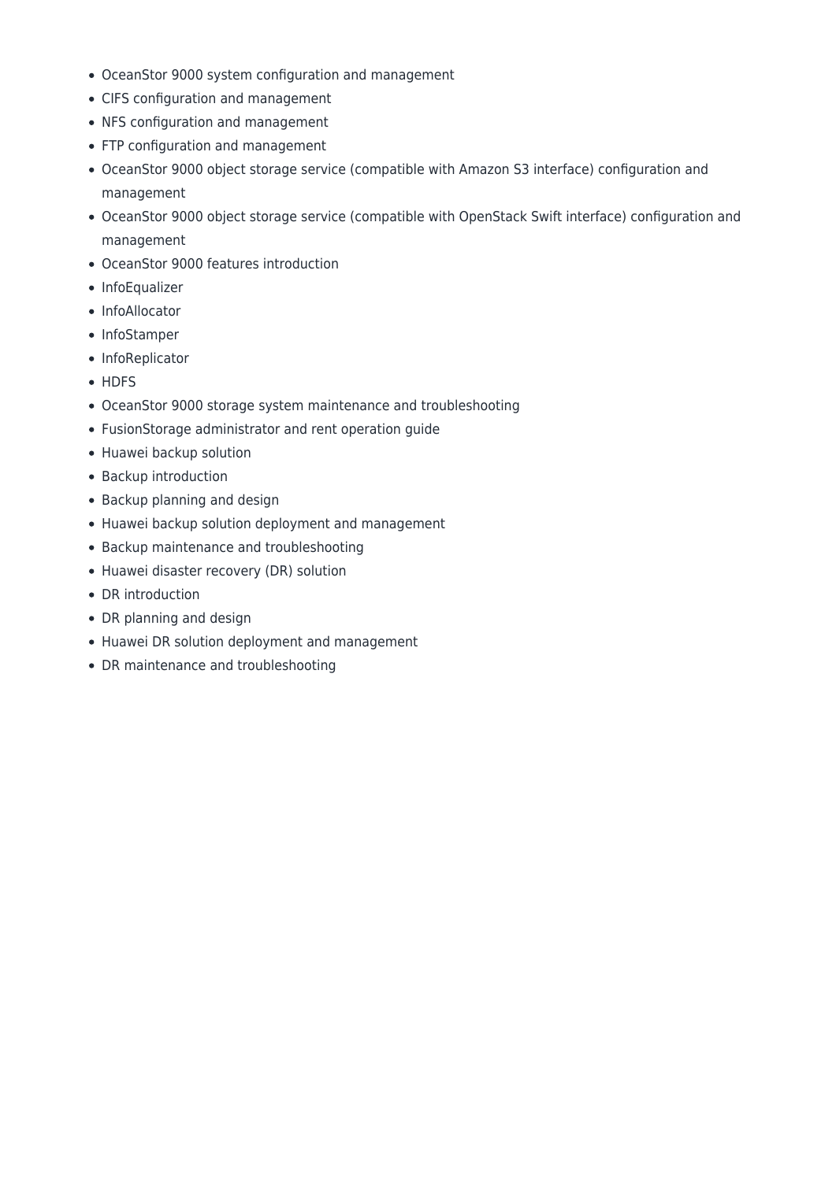- OceanStor 9000 system configuration and management
- CIFS configuration and management
- NFS configuration and management
- FTP configuration and management
- OceanStor 9000 object storage service (compatible with Amazon S3 interface) configuration and management
- OceanStor 9000 object storage service (compatible with OpenStack Swift interface) configuration and management
- OceanStor 9000 features introduction
- InfoEqualizer
- InfoAllocator
- InfoStamper
- InfoReplicator
- HDFS
- OceanStor 9000 storage system maintenance and troubleshooting
- FusionStorage administrator and rent operation guide
- Huawei backup solution
- Backup introduction
- Backup planning and design
- Huawei backup solution deployment and management
- Backup maintenance and troubleshooting
- Huawei disaster recovery (DR) solution
- DR introduction
- DR planning and design
- Huawei DR solution deployment and management
- DR maintenance and troubleshooting